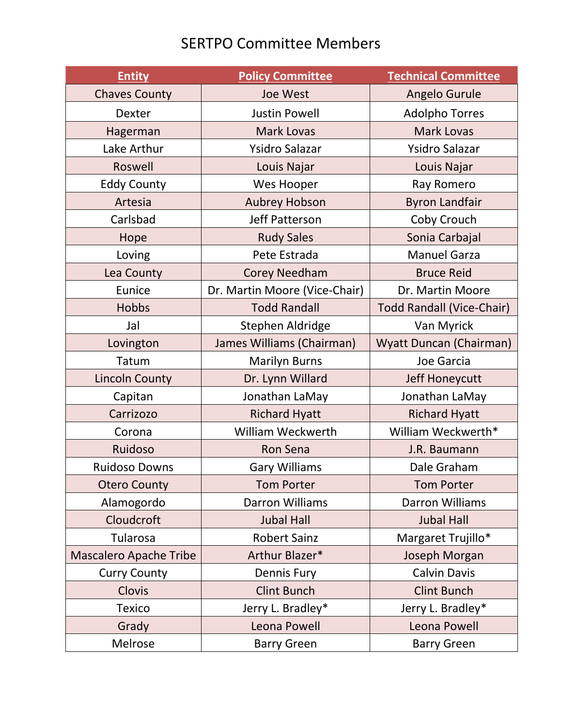# SERTPO Committee Members

| Entity | Policy Committee | Technical Committee |
|---|---|---|
| Chaves County | Joe West | Angelo Gurule |
| Dexter | Justin Powell | Adolpho Torres |
| Hagerman | Mark Lovas | Mark Lovas |
| Lake Arthur | Ysidro Salazar | Ysidro Salazar |
| Roswell | Louis Najar | Louis Najar |
| Eddy County | Wes Hooper | Ray Romero |
| Artesia | Aubrey Hobson | Byron Landfair |
| Carlsbad | Jeff Patterson | Coby Crouch |
| Hope | Rudy Sales | Sonia Carbajal |
| Loving | Pete Estrada | Manuel Garza |
| Lea County | Corey Needham | Bruce Reid |
| Eunice | Dr. Martin Moore (Vice-Chair) | Dr. Martin Moore |
| Hobbs | Todd Randall | Todd Randall (Vice-Chair) |
| Jal | Stephen Aldridge | Van Myrick |
| Lovington | James Williams (Chairman) | Wyatt Duncan (Chairman) |
| Tatum | Marilyn Burns | Joe Garcia |
| Lincoln County | Dr. Lynn Willard | Jeff Honeycutt |
| Capitan | Jonathan LaMay | Jonathan LaMay |
| Carrizozo | Richard Hyatt | Richard Hyatt |
| Corona | William Weckwerth | William Weckwerth* |
| Ruidoso | Ron Sena | J.R. Baumann |
| Ruidoso Downs | Gary Williams | Dale Graham |
| Otero County | Tom Porter | Tom Porter |
| Alamogordo | Darron Williams | Darron Williams |
| Cloudcroft | Jubal Hall | Jubal Hall |
| Tularosa | Robert Sainz | Margaret Trujillo* |
| Mascalero Apache Tribe | Arthur Blazer* | Joseph Morgan |
| Curry County | Dennis Fury | Calvin Davis |
| Clovis | Clint Bunch | Clint Bunch |
| Texico | Jerry L. Bradley* | Jerry L. Bradley* |
| Grady | Leona Powell | Leona Powell |
| Melrose | Barry Green | Barry Green |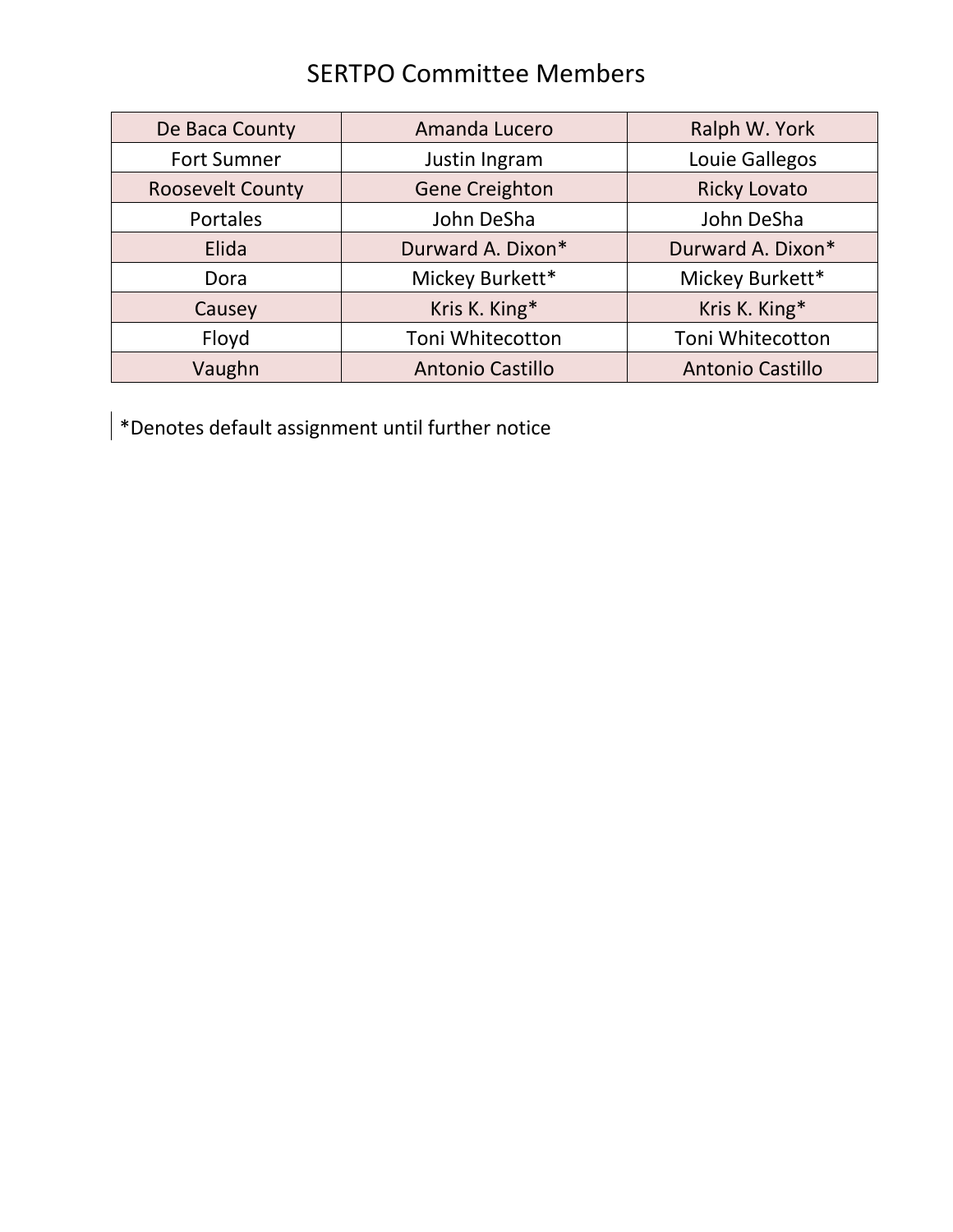# SERTPO Committee Members

| | | |
|---|---|---|
| De Baca County | Amanda Lucero | Ralph W. York |
| Fort Sumner | Justin Ingram | Louie Gallegos |
| Roosevelt County | Gene Creighton | Ricky Lovato |
| Portales | John DeSha | John DeSha |
| Elida | Durward A. Dixon* | Durward A. Dixon* |
| Dora | Mickey Burkett* | Mickey Burkett* |
| Causey | Kris K. King* | Kris K. King* |
| Floyd | Toni Whitecotton | Toni Whitecotton |
| Vaughn | Antonio Castillo | Antonio Castillo |

*Denotes default assignment until further notice